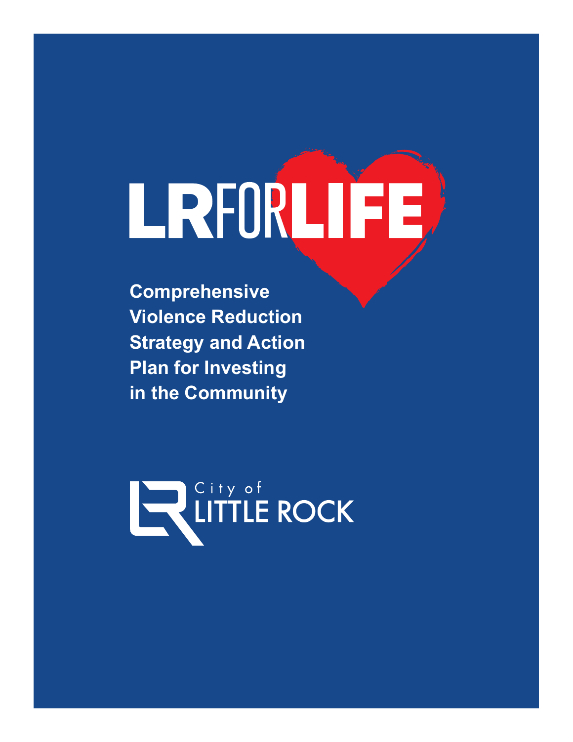# LRFORLIFE

**Comprehensive Violence Reduction Strategy and Action Plan for Investing in the Community**

City of LITTLE ROCK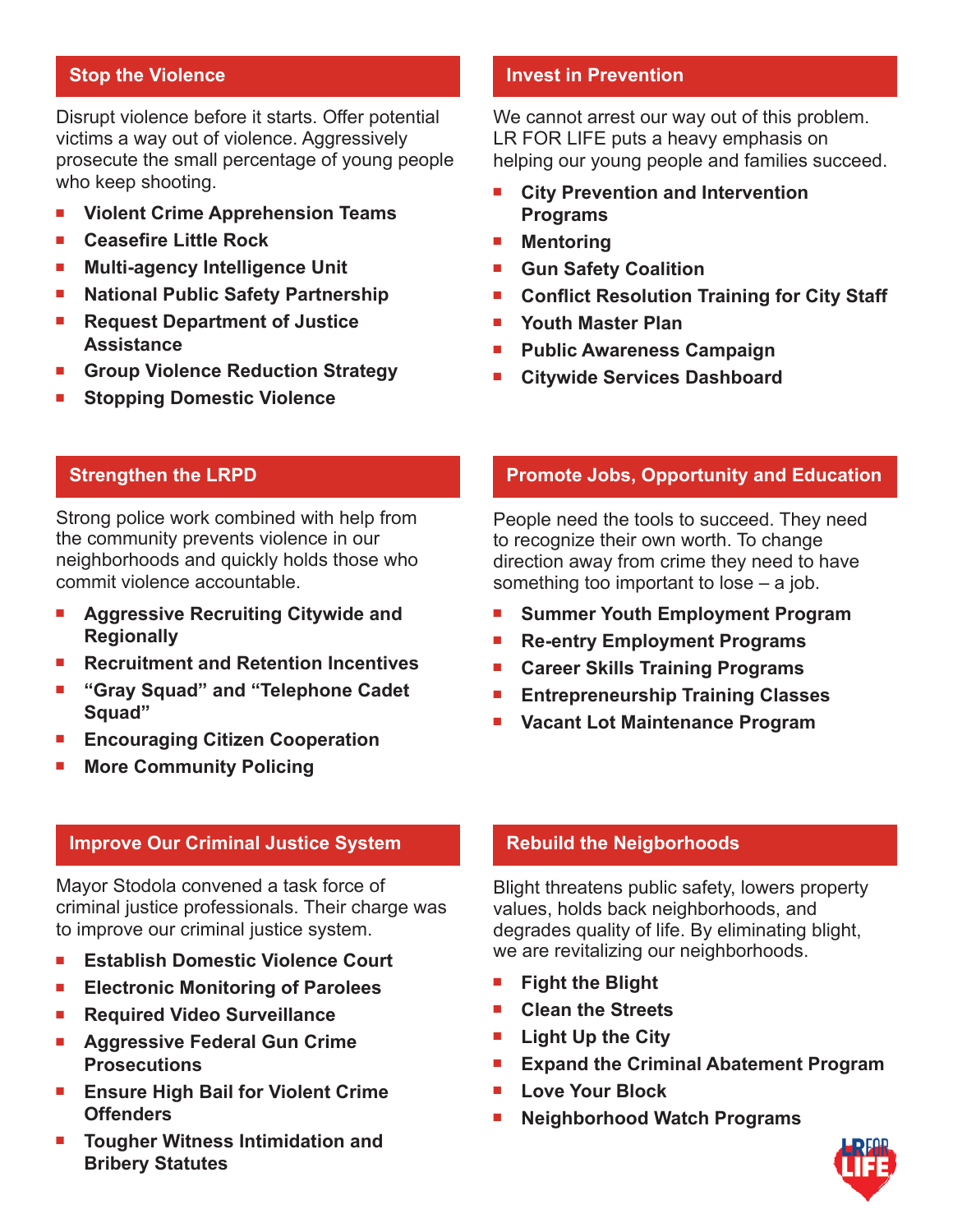## Stop the Violence

Disrupt violence before it starts. Offer potential victims a way out of violence. Aggressively prosecute the small percentage of young people who keep shooting.

- **Violent Crime Apprehension Teams**
- **Ceasefire Little Rock**
- **Multi-agency Intelligence Unit**
- **National Public Safety Partnership**
- **Request Department of Justice Assistance**
- **Group Violence Reduction Strategy**
- **Stopping Domestic Violence**

## Invest in Prevention

We cannot arrest our way out of this problem. LR FOR LIFE puts a heavy emphasis on helping our young people and families succeed.

- **City Prevention and Intervention Programs**
- **Mentoring**
- **Gun Safety Coalition**
- **Conflict Resolution Training for City Staff**
- **Youth Master Plan**
- **Public Awareness Campaign**
- **Citywide Services Dashboard**

## Strengthen the LRPD

Strong police work combined with help from the community prevents violence in our neighborhoods and quickly holds those who commit violence accountable.

- **Aggressive Recruiting Citywide and Regionally**
- **Recruitment and Retention Incentives**
- **"Gray Squad" and "Telephone Cadet Squad"**
- **Encouraging Citizen Cooperation**
- **More Community Policing**

## Promote Jobs, Opportunity and Education

People need the tools to succeed. They need to recognize their own worth. To change direction away from crime they need to have something too important to lose – a job.

- **Summer Youth Employment Program**
- **Re-entry Employment Programs**
- **Career Skills Training Programs**
- **Entrepreneurship Training Classes**
- **Vacant Lot Maintenance Program**

## Improve Our Criminal Justice System

Mayor Stodola convened a task force of criminal justice professionals. Their charge was to improve our criminal justice system.

- **Establish Domestic Violence Court**
- **Electronic Monitoring of Parolees**
- **Required Video Surveillance**
- **Aggressive Federal Gun Crime Prosecutions**
- **Ensure High Bail for Violent Crime Offenders**
- **Tougher Witness Intimidation and Bribery Statutes**

## Rebuild the Neigborhoods

Blight threatens public safety, lowers property values, holds back neighborhoods, and degrades quality of life. By eliminating blight, we are revitalizing our neighborhoods.

- **Fight the Blight**
- **Clean the Streets**
- **Light Up the City**
- **Expand the Criminal Abatement Program**
- **Love Your Block**
- **Neighborhood Watch Programs**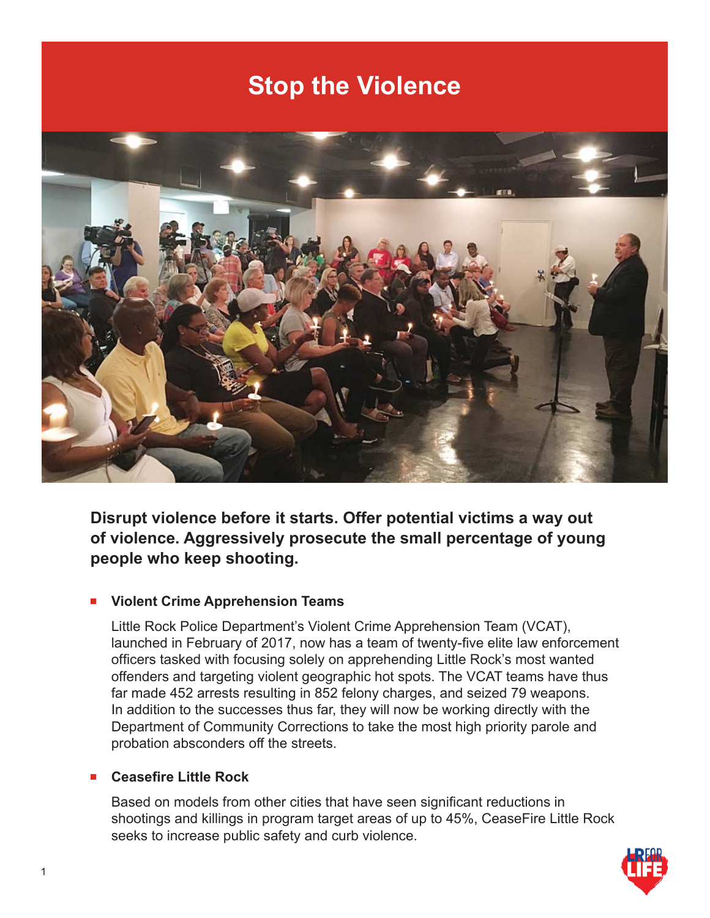# Stop the Violence

**Disrupt violence before it starts. Offer potential victims a way out of violence. Aggressively prosecute the small percentage of young people who keep shooting.**

- **Violent Crime Apprehension Teams**

  Little Rock Police Department's Violent Crime Apprehension Team (VCAT), launched in February of 2017, now has a team of twenty-five elite law enforcement officers tasked with focusing solely on apprehending Little Rock's most wanted offenders and targeting violent geographic hot spots. The VCAT teams have thus far made 452 arrests resulting in 852 felony charges, and seized 79 weapons. In addition to the successes thus far, they will now be working directly with the Department of Community Corrections to take the most high priority parole and probation absconders off the streets.

- **Ceasefire Little Rock**

  Based on models from other cities that have seen significant reductions in shootings and killings in program target areas of up to 45%, CeaseFire Little Rock seeks to increase public safety and curb violence.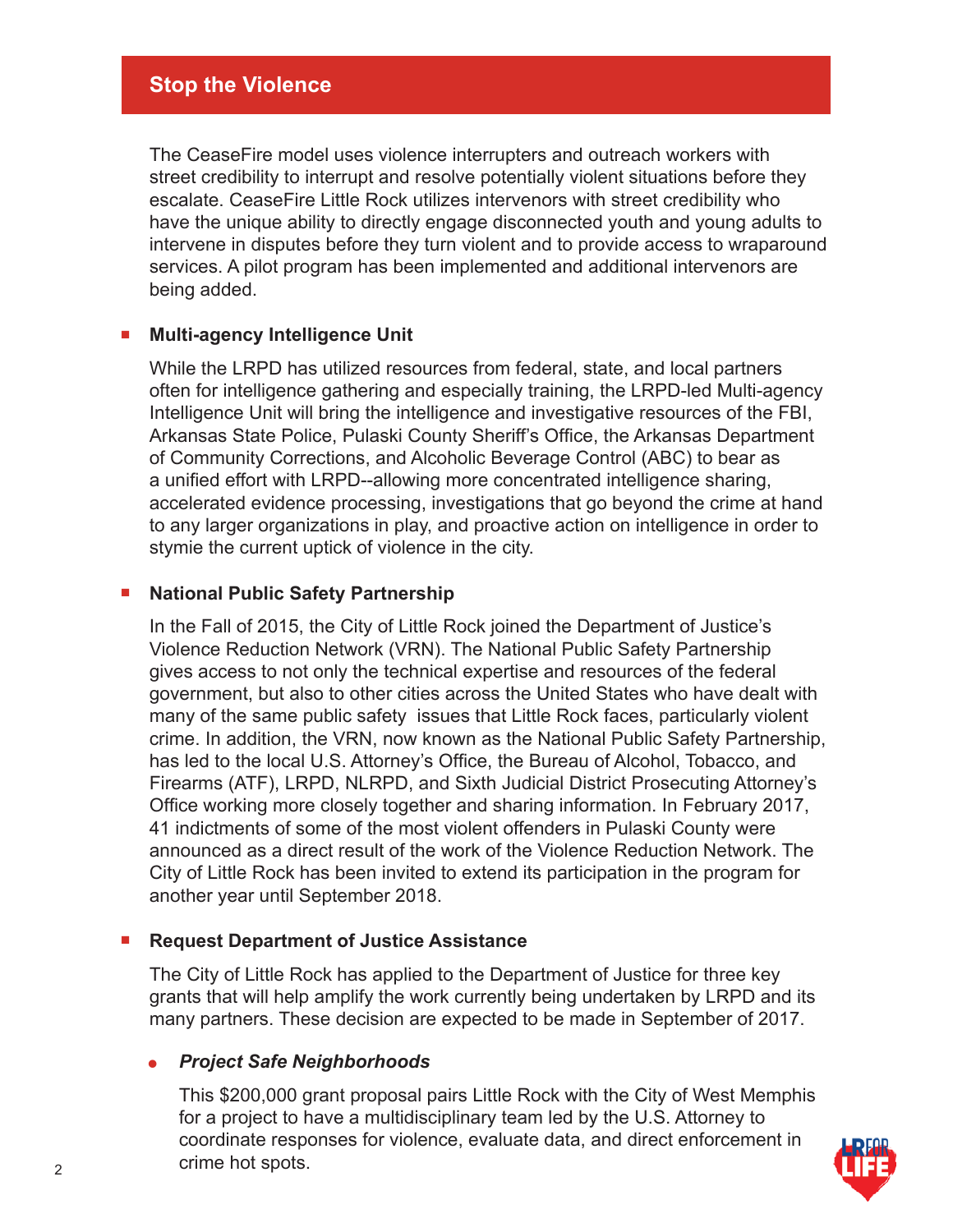## Stop the Violence

The CeaseFire model uses violence interrupters and outreach workers with street credibility to interrupt and resolve potentially violent situations before they escalate. CeaseFire Little Rock utilizes intervenors with street credibility who have the unique ability to directly engage disconnected youth and young adults to intervene in disputes before they turn violent and to provide access to wraparound services. A pilot program has been implemented and additional intervenors are being added.

- **Multi-agency Intelligence Unit**

  While the LRPD has utilized resources from federal, state, and local partners often for intelligence gathering and especially training, the LRPD-led Multi-agency Intelligence Unit will bring the intelligence and investigative resources of the FBI, Arkansas State Police, Pulaski County Sheriff's Office, the Arkansas Department of Community Corrections, and Alcoholic Beverage Control (ABC) to bear as a unified effort with LRPD--allowing more concentrated intelligence sharing, accelerated evidence processing, investigations that go beyond the crime at hand to any larger organizations in play, and proactive action on intelligence in order to stymie the current uptick of violence in the city.

- **National Public Safety Partnership**

  In the Fall of 2015, the City of Little Rock joined the Department of Justice's Violence Reduction Network (VRN). The National Public Safety Partnership gives access to not only the technical expertise and resources of the federal government, but also to other cities across the United States who have dealt with many of the same public safety issues that Little Rock faces, particularly violent crime. In addition, the VRN, now known as the National Public Safety Partnership, has led to the local U.S. Attorney's Office, the Bureau of Alcohol, Tobacco, and Firearms (ATF), LRPD, NLRPD, and Sixth Judicial District Prosecuting Attorney's Office working more closely together and sharing information. In February 2017, 41 indictments of some of the most violent offenders in Pulaski County were announced as a direct result of the work of the Violence Reduction Network. The City of Little Rock has been invited to extend its participation in the program for another year until September 2018.

- **Request Department of Justice Assistance**

  The City of Little Rock has applied to the Department of Justice for three key grants that will help amplify the work currently being undertaken by LRPD and its many partners. These decision are expected to be made in September of 2017.

  - ***Project Safe Neighborhoods***

    This $200,000 grant proposal pairs Little Rock with the City of West Memphis for a project to have a multidisciplinary team led by the U.S. Attorney to coordinate responses for violence, evaluate data, and direct enforcement in crime hot spots.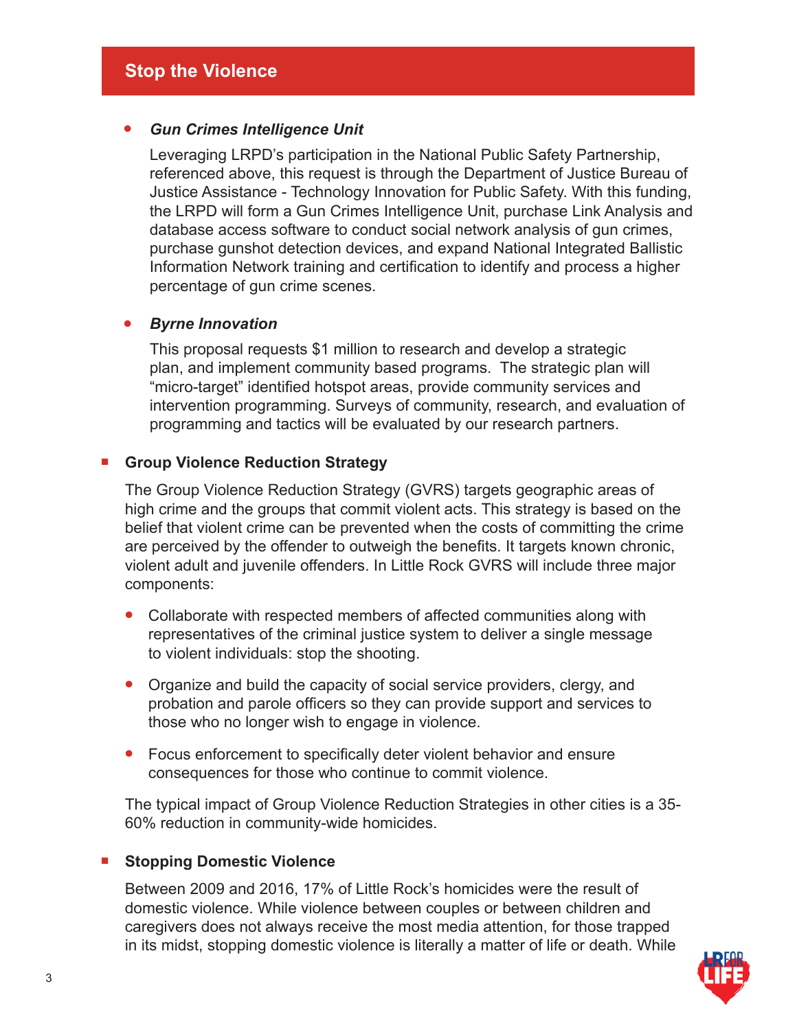## Stop the Violence

- ***Gun Crimes Intelligence Unit***

  Leveraging LRPD's participation in the National Public Safety Partnership, referenced above, this request is through the Department of Justice Bureau of Justice Assistance - Technology Innovation for Public Safety. With this funding, the LRPD will form a Gun Crimes Intelligence Unit, purchase Link Analysis and database access software to conduct social network analysis of gun crimes, purchase gunshot detection devices, and expand National Integrated Ballistic Information Network training and certification to identify and process a higher percentage of gun crime scenes.

- ***Byrne Innovation***

  This proposal requests $1 million to research and develop a strategic plan, and implement community based programs. The strategic plan will "micro-target" identified hotspot areas, provide community services and intervention programming. Surveys of community, research, and evaluation of programming and tactics will be evaluated by our research partners.

### Group Violence Reduction Strategy

The Group Violence Reduction Strategy (GVRS) targets geographic areas of high crime and the groups that commit violent acts. This strategy is based on the belief that violent crime can be prevented when the costs of committing the crime are perceived by the offender to outweigh the benefits. It targets known chronic, violent adult and juvenile offenders. In Little Rock GVRS will include three major components:

- Collaborate with respected members of affected communities along with representatives of the criminal justice system to deliver a single message to violent individuals: stop the shooting.
- Organize and build the capacity of social service providers, clergy, and probation and parole officers so they can provide support and services to those who no longer wish to engage in violence.
- Focus enforcement to specifically deter violent behavior and ensure consequences for those who continue to commit violence.

The typical impact of Group Violence Reduction Strategies in other cities is a 35-60% reduction in community-wide homicides.

### Stopping Domestic Violence

Between 2009 and 2016, 17% of Little Rock's homicides were the result of domestic violence. While violence between couples or between children and caregivers does not always receive the most media attention, for those trapped in its midst, stopping domestic violence is literally a matter of life or death. While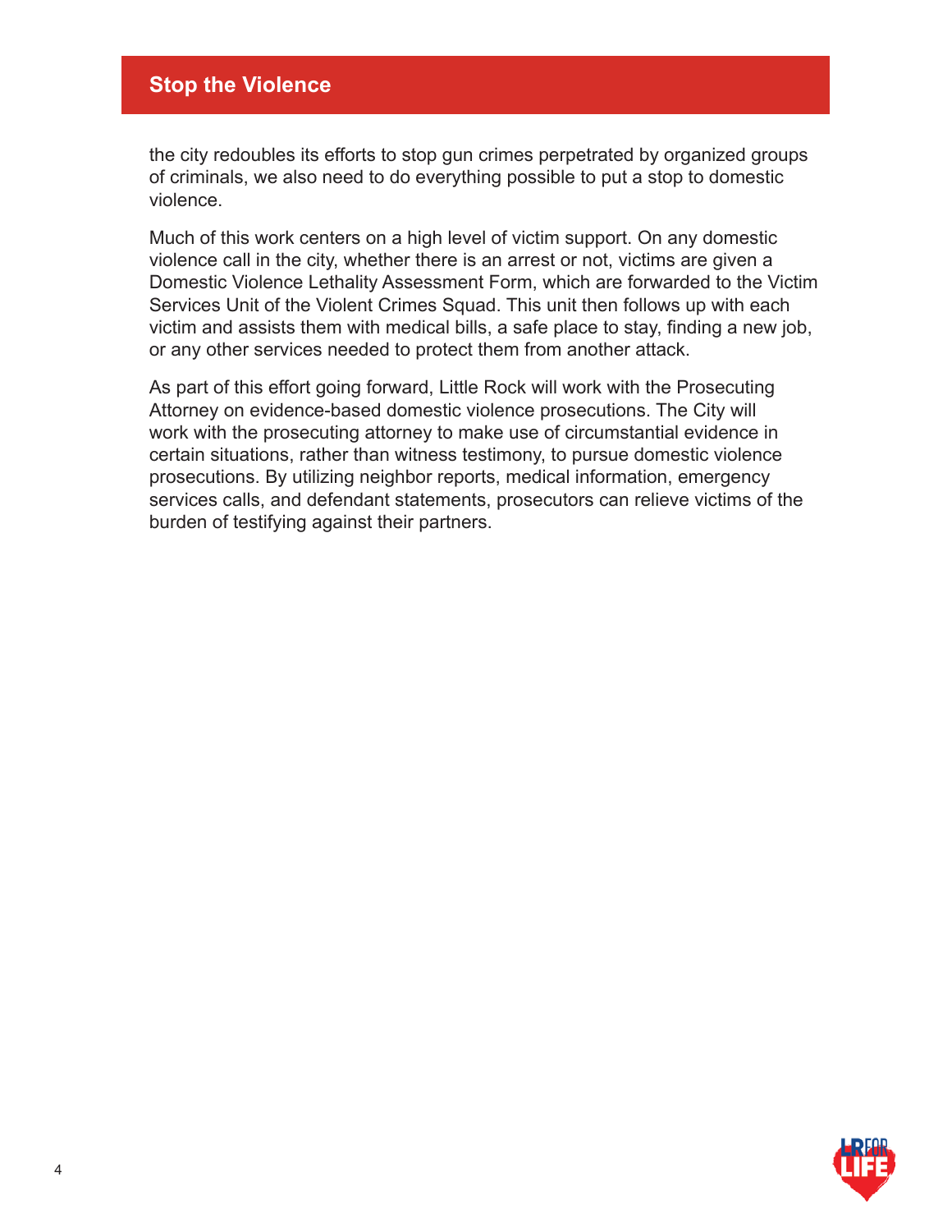## Stop the Violence

the city redoubles its efforts to stop gun crimes perpetrated by organized groups of criminals, we also need to do everything possible to put a stop to domestic violence.

Much of this work centers on a high level of victim support. On any domestic violence call in the city, whether there is an arrest or not, victims are given a Domestic Violence Lethality Assessment Form, which are forwarded to the Victim Services Unit of the Violent Crimes Squad. This unit then follows up with each victim and assists them with medical bills, a safe place to stay, finding a new job, or any other services needed to protect them from another attack.

As part of this effort going forward, Little Rock will work with the Prosecuting Attorney on evidence-based domestic violence prosecutions. The City will work with the prosecuting attorney to make use of circumstantial evidence in certain situations, rather than witness testimony, to pursue domestic violence prosecutions. By utilizing neighbor reports, medical information, emergency services calls, and defendant statements, prosecutors can relieve victims of the burden of testifying against their partners.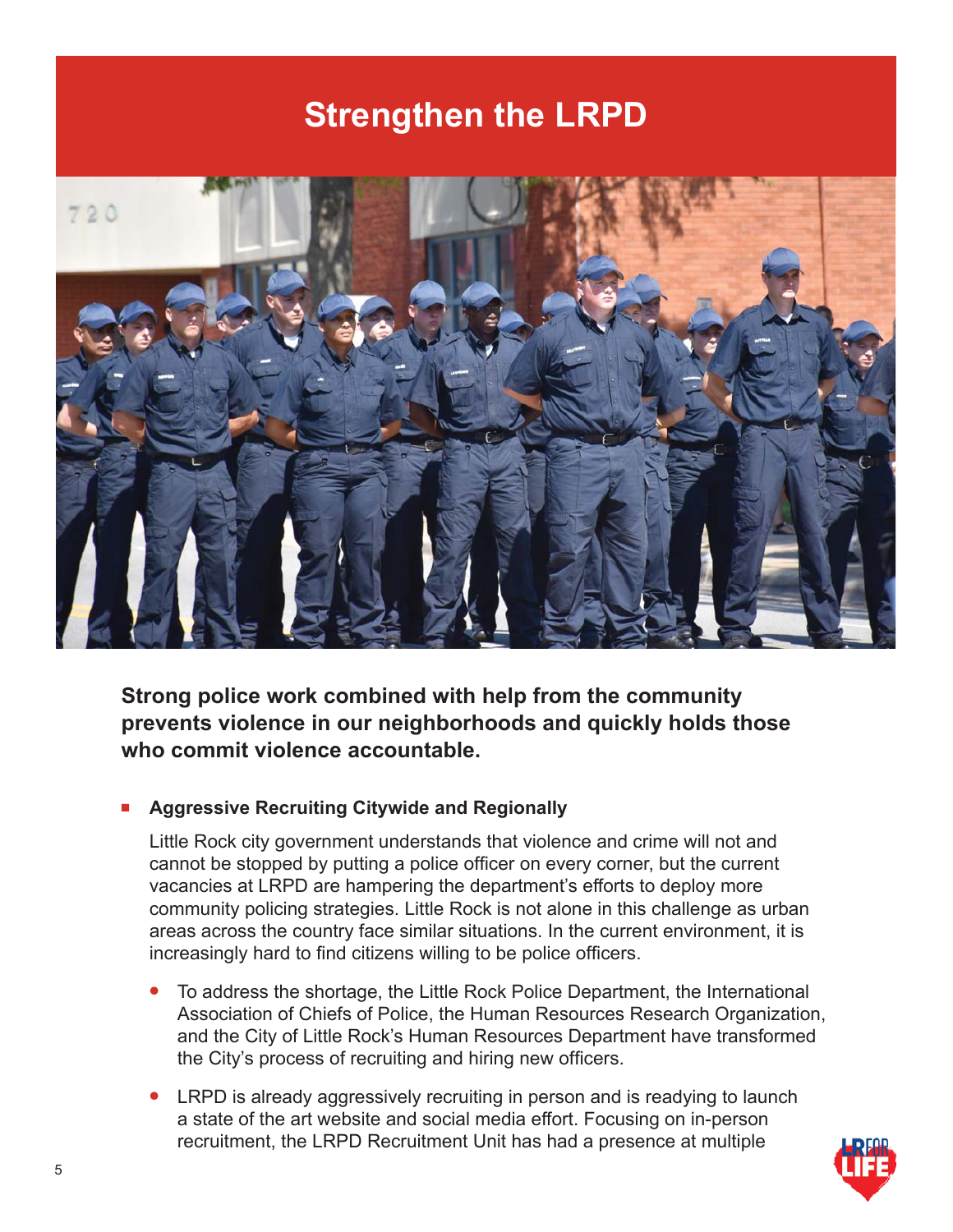# Strengthen the LRPD

**Strong police work combined with help from the community prevents violence in our neighborhoods and quickly holds those who commit violence accountable.**

- **Aggressive Recruiting Citywide and Regionally**

  Little Rock city government understands that violence and crime will not and cannot be stopped by putting a police officer on every corner, but the current vacancies at LRPD are hampering the department's efforts to deploy more community policing strategies. Little Rock is not alone in this challenge as urban areas across the country face similar situations. In the current environment, it is increasingly hard to find citizens willing to be police officers.

  - To address the shortage, the Little Rock Police Department, the International Association of Chiefs of Police, the Human Resources Research Organization, and the City of Little Rock's Human Resources Department have transformed the City's process of recruiting and hiring new officers.

  - LRPD is already aggressively recruiting in person and is readying to launch a state of the art website and social media effort. Focusing on in-person recruitment, the LRPD Recruitment Unit has had a presence at multiple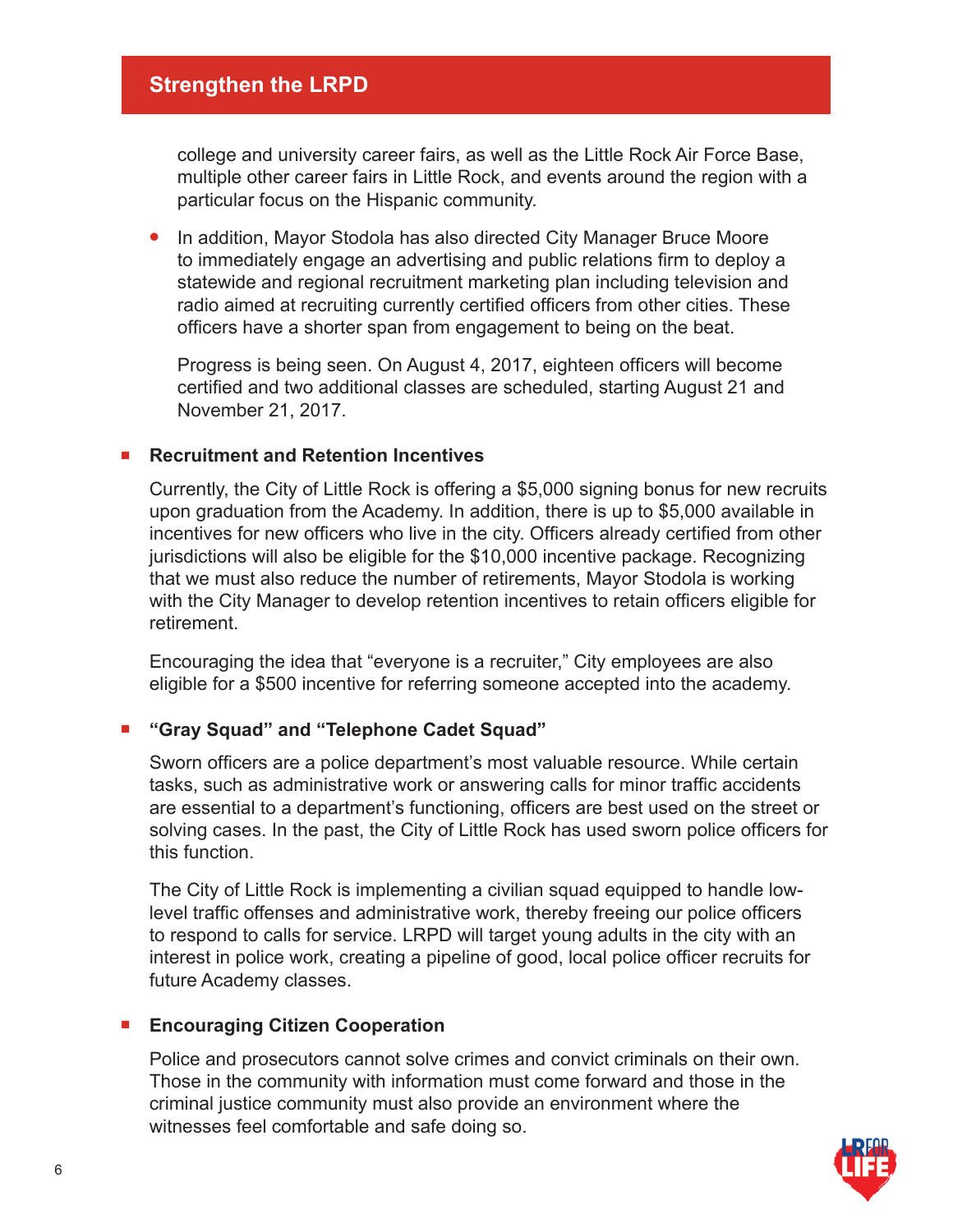## Strengthen the LRPD

college and university career fairs, as well as the Little Rock Air Force Base, multiple other career fairs in Little Rock, and events around the region with a particular focus on the Hispanic community.

- In addition, Mayor Stodola has also directed City Manager Bruce Moore to immediately engage an advertising and public relations firm to deploy a statewide and regional recruitment marketing plan including television and radio aimed at recruiting currently certified officers from other cities. These officers have a shorter span from engagement to being on the beat.

  Progress is being seen. On August 4, 2017, eighteen officers will become certified and two additional classes are scheduled, starting August 21 and November 21, 2017.

- **Recruitment and Retention Incentives**

  Currently, the City of Little Rock is offering a $5,000 signing bonus for new recruits upon graduation from the Academy. In addition, there is up to $5,000 available in incentives for new officers who live in the city. Officers already certified from other jurisdictions will also be eligible for the $10,000 incentive package. Recognizing that we must also reduce the number of retirements, Mayor Stodola is working with the City Manager to develop retention incentives to retain officers eligible for retirement.

  Encouraging the idea that "everyone is a recruiter," City employees are also eligible for a $500 incentive for referring someone accepted into the academy.

- **"Gray Squad" and "Telephone Cadet Squad"**

  Sworn officers are a police department's most valuable resource. While certain tasks, such as administrative work or answering calls for minor traffic accidents are essential to a department's functioning, officers are best used on the street or solving cases. In the past, the City of Little Rock has used sworn police officers for this function.

  The City of Little Rock is implementing a civilian squad equipped to handle low-level traffic offenses and administrative work, thereby freeing our police officers to respond to calls for service. LRPD will target young adults in the city with an interest in police work, creating a pipeline of good, local police officer recruits for future Academy classes.

- **Encouraging Citizen Cooperation**

  Police and prosecutors cannot solve crimes and convict criminals on their own. Those in the community with information must come forward and those in the criminal justice community must also provide an environment where the witnesses feel comfortable and safe doing so.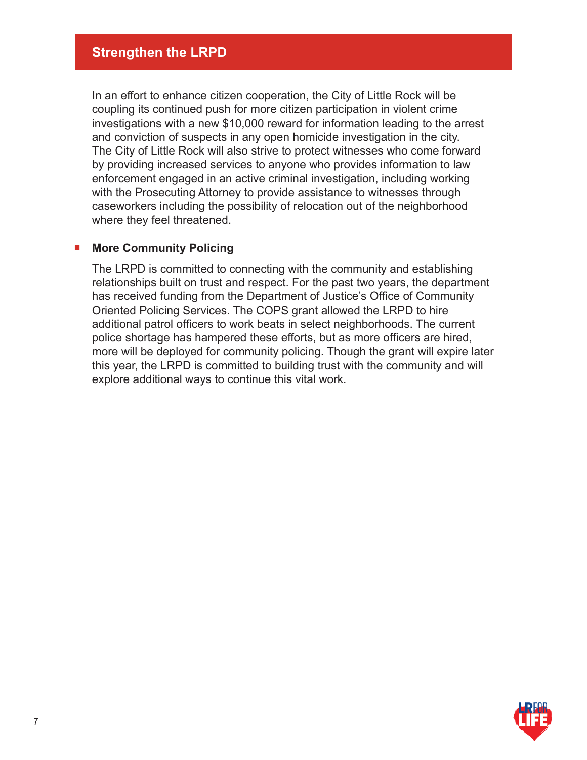## Strengthen the LRPD

In an effort to enhance citizen cooperation, the City of Little Rock will be coupling its continued push for more citizen participation in violent crime investigations with a new $10,000 reward for information leading to the arrest and conviction of suspects in any open homicide investigation in the city. The City of Little Rock will also strive to protect witnesses who come forward by providing increased services to anyone who provides information to law enforcement engaged in an active criminal investigation, including working with the Prosecuting Attorney to provide assistance to witnesses through caseworkers including the possibility of relocation out of the neighborhood where they feel threatened.

- **More Community Policing**

  The LRPD is committed to connecting with the community and establishing relationships built on trust and respect. For the past two years, the department has received funding from the Department of Justice's Office of Community Oriented Policing Services. The COPS grant allowed the LRPD to hire additional patrol officers to work beats in select neighborhoods. The current police shortage has hampered these efforts, but as more officers are hired, more will be deployed for community policing. Though the grant will expire later this year, the LRPD is committed to building trust with the community and will explore additional ways to continue this vital work.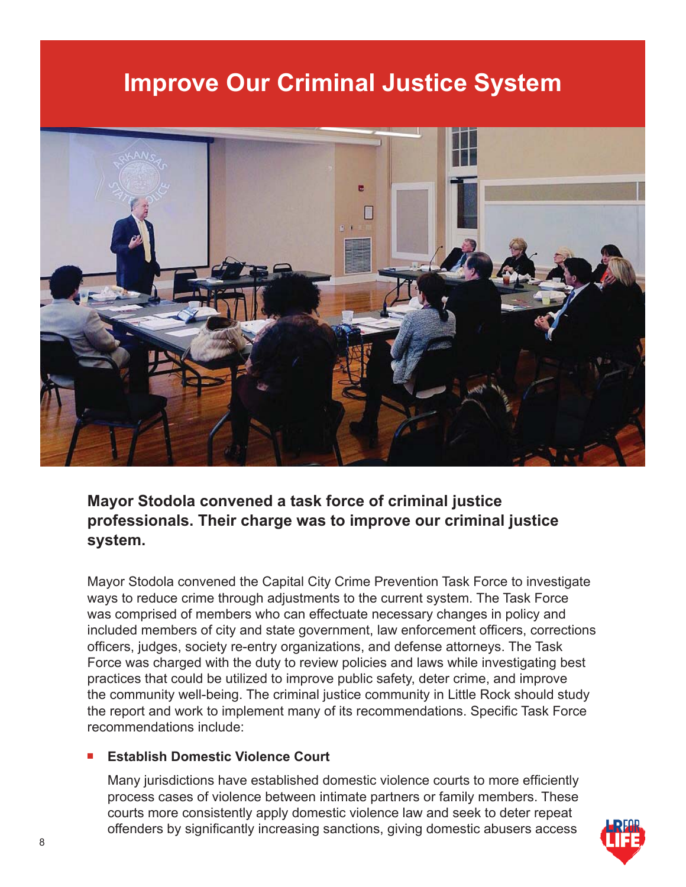# Improve Our Criminal Justice System

**Mayor Stodola convened a task force of criminal justice professionals. Their charge was to improve our criminal justice system.**

Mayor Stodola convened the Capital City Crime Prevention Task Force to investigate ways to reduce crime through adjustments to the current system. The Task Force was comprised of members who can effectuate necessary changes in policy and included members of city and state government, law enforcement officers, corrections officers, judges, society re-entry organizations, and defense attorneys. The Task Force was charged with the duty to review policies and laws while investigating best practices that could be utilized to improve public safety, deter crime, and improve the community well-being. The criminal justice community in Little Rock should study the report and work to implement many of its recommendations. Specific Task Force recommendations include:

- **Establish Domestic Violence Court**

  Many jurisdictions have established domestic violence courts to more efficiently process cases of violence between intimate partners or family members. These courts more consistently apply domestic violence law and seek to deter repeat offenders by significantly increasing sanctions, giving domestic abusers access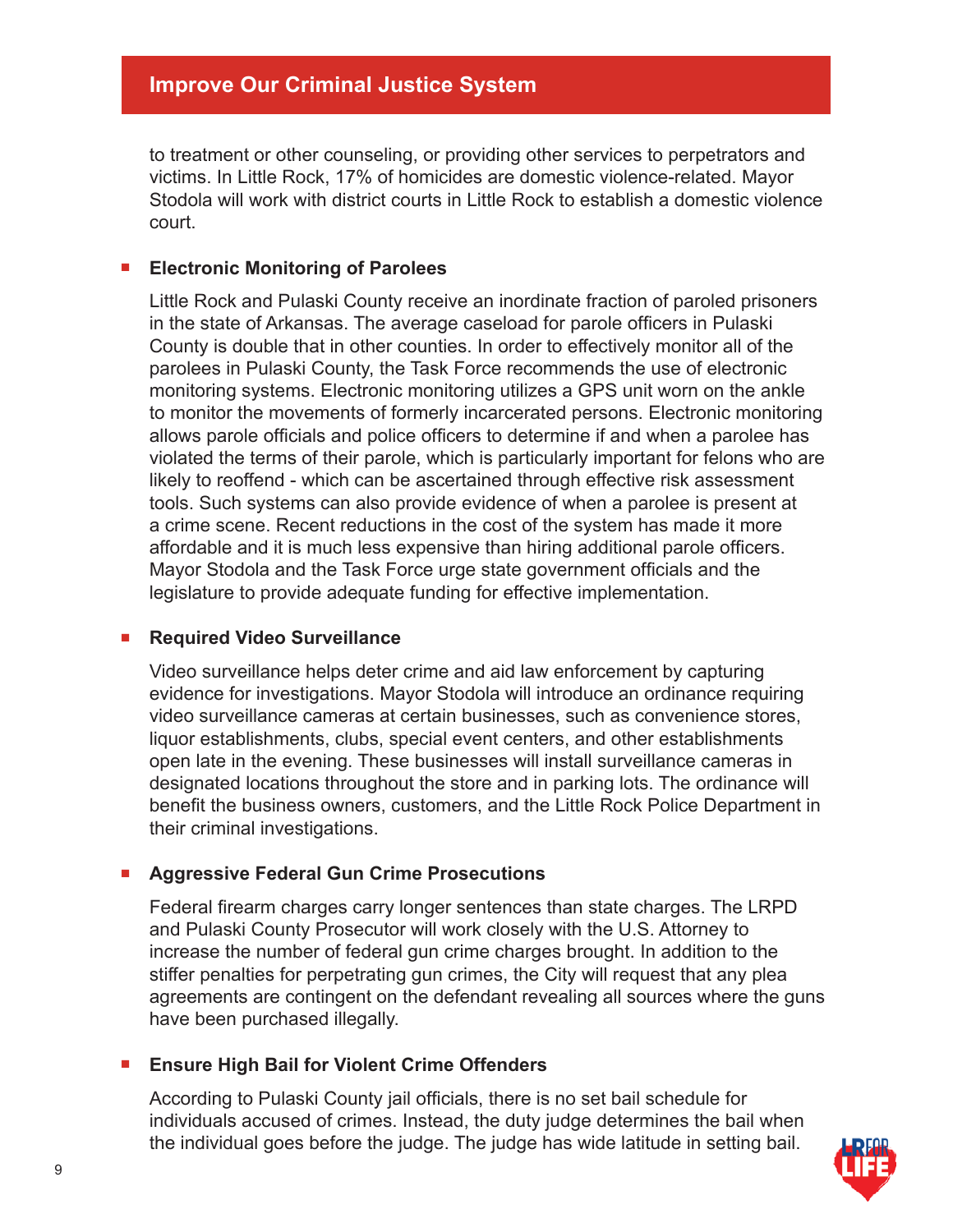## Improve Our Criminal Justice System

to treatment or other counseling, or providing other services to perpetrators and victims. In Little Rock, 17% of homicides are domestic violence-related. Mayor Stodola will work with district courts in Little Rock to establish a domestic violence court.

- **Electronic Monitoring of Parolees**

  Little Rock and Pulaski County receive an inordinate fraction of paroled prisoners in the state of Arkansas. The average caseload for parole officers in Pulaski County is double that in other counties. In order to effectively monitor all of the parolees in Pulaski County, the Task Force recommends the use of electronic monitoring systems. Electronic monitoring utilizes a GPS unit worn on the ankle to monitor the movements of formerly incarcerated persons. Electronic monitoring allows parole officials and police officers to determine if and when a parolee has violated the terms of their parole, which is particularly important for felons who are likely to reoffend - which can be ascertained through effective risk assessment tools. Such systems can also provide evidence of when a parolee is present at a crime scene. Recent reductions in the cost of the system has made it more affordable and it is much less expensive than hiring additional parole officers. Mayor Stodola and the Task Force urge state government officials and the legislature to provide adequate funding for effective implementation.

- **Required Video Surveillance**

  Video surveillance helps deter crime and aid law enforcement by capturing evidence for investigations. Mayor Stodola will introduce an ordinance requiring video surveillance cameras at certain businesses, such as convenience stores, liquor establishments, clubs, special event centers, and other establishments open late in the evening. These businesses will install surveillance cameras in designated locations throughout the store and in parking lots. The ordinance will benefit the business owners, customers, and the Little Rock Police Department in their criminal investigations.

- **Aggressive Federal Gun Crime Prosecutions**

  Federal firearm charges carry longer sentences than state charges. The LRPD and Pulaski County Prosecutor will work closely with the U.S. Attorney to increase the number of federal gun crime charges brought. In addition to the stiffer penalties for perpetrating gun crimes, the City will request that any plea agreements are contingent on the defendant revealing all sources where the guns have been purchased illegally.

- **Ensure High Bail for Violent Crime Offenders**

  According to Pulaski County jail officials, there is no set bail schedule for individuals accused of crimes. Instead, the duty judge determines the bail when the individual goes before the judge. The judge has wide latitude in setting bail.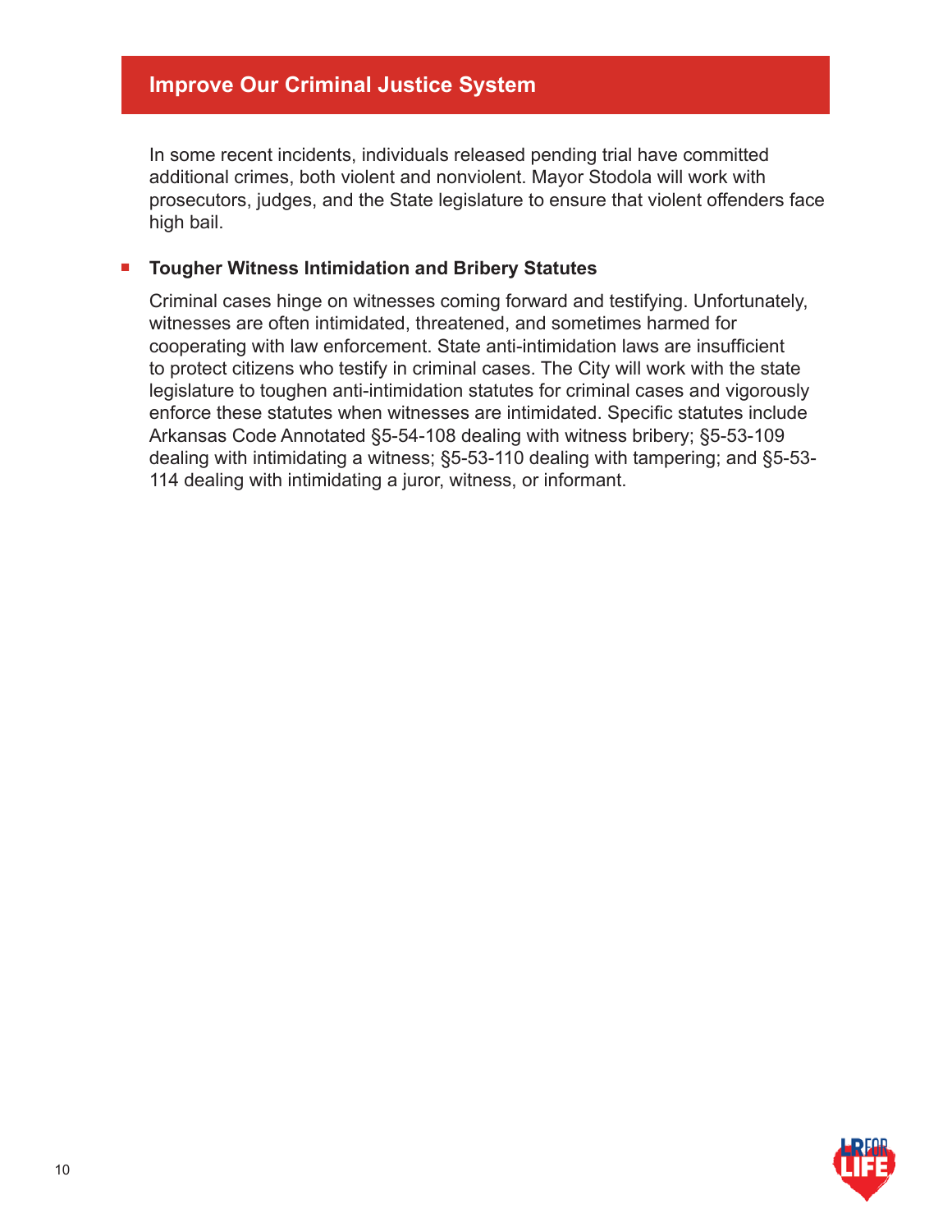## Improve Our Criminal Justice System

In some recent incidents, individuals released pending trial have committed additional crimes, both violent and nonviolent. Mayor Stodola will work with prosecutors, judges, and the State legislature to ensure that violent offenders face high bail.

- **Tougher Witness Intimidation and Bribery Statutes**

  Criminal cases hinge on witnesses coming forward and testifying. Unfortunately, witnesses are often intimidated, threatened, and sometimes harmed for cooperating with law enforcement. State anti-intimidation laws are insufficient to protect citizens who testify in criminal cases. The City will work with the state legislature to toughen anti-intimidation statutes for criminal cases and vigorously enforce these statutes when witnesses are intimidated. Specific statutes include Arkansas Code Annotated §5-54-108 dealing with witness bribery; §5-53-109 dealing with intimidating a witness; §5-53-110 dealing with tampering; and §5-53-114 dealing with intimidating a juror, witness, or informant.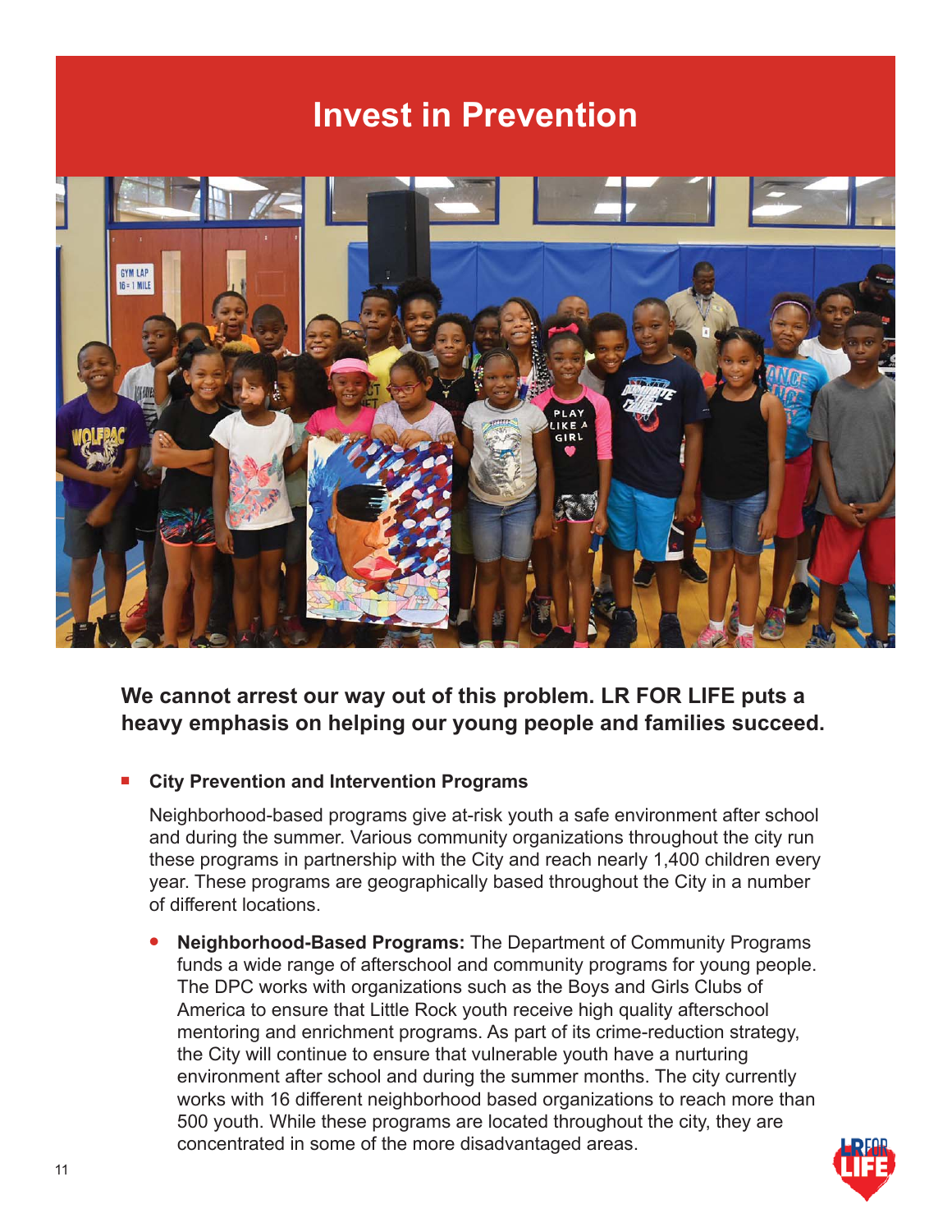# Invest in Prevention

**We cannot arrest our way out of this problem. LR FOR LIFE puts a heavy emphasis on helping our young people and families succeed.**

- **City Prevention and Intervention Programs**

  Neighborhood-based programs give at-risk youth a safe environment after school and during the summer. Various community organizations throughout the city run these programs in partnership with the City and reach nearly 1,400 children every year. These programs are geographically based throughout the City in a number of different locations.

  - **Neighborhood-Based Programs:** The Department of Community Programs funds a wide range of afterschool and community programs for young people. The DPC works with organizations such as the Boys and Girls Clubs of America to ensure that Little Rock youth receive high quality afterschool mentoring and enrichment programs. As part of its crime-reduction strategy, the City will continue to ensure that vulnerable youth have a nurturing environment after school and during the summer months. The city currently works with 16 different neighborhood based organizations to reach more than 500 youth. While these programs are located throughout the city, they are concentrated in some of the more disadvantaged areas.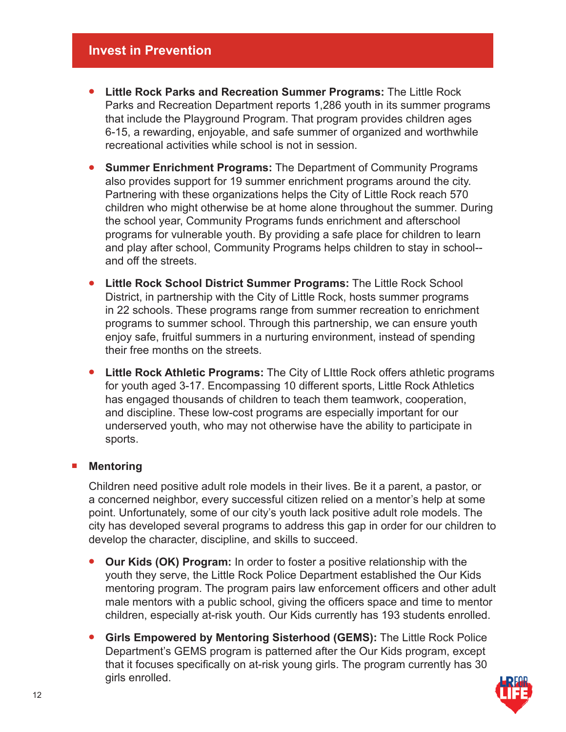## Invest in Prevention

- **Little Rock Parks and Recreation Summer Programs:** The Little Rock Parks and Recreation Department reports 1,286 youth in its summer programs that include the Playground Program. That program provides children ages 6-15, a rewarding, enjoyable, and safe summer of organized and worthwhile recreational activities while school is not in session.

- **Summer Enrichment Programs:** The Department of Community Programs also provides support for 19 summer enrichment programs around the city. Partnering with these organizations helps the City of Little Rock reach 570 children who might otherwise be at home alone throughout the summer. During the school year, Community Programs funds enrichment and afterschool programs for vulnerable youth. By providing a safe place for children to learn and play after school, Community Programs helps children to stay in school--and off the streets.

- **Little Rock School District Summer Programs:** The Little Rock School District, in partnership with the City of Little Rock, hosts summer programs in 22 schools. These programs range from summer recreation to enrichment programs to summer school. Through this partnership, we can ensure youth enjoy safe, fruitful summers in a nurturing environment, instead of spending their free months on the streets.

- **Little Rock Athletic Programs:** The City of LIttle Rock offers athletic programs for youth aged 3-17. Encompassing 10 different sports, Little Rock Athletics has engaged thousands of children to teach them teamwork, cooperation, and discipline. These low-cost programs are especially important for our underserved youth, who may not otherwise have the ability to participate in sports.

### Mentoring

Children need positive adult role models in their lives. Be it a parent, a pastor, or a concerned neighbor, every successful citizen relied on a mentor's help at some point. Unfortunately, some of our city's youth lack positive adult role models. The city has developed several programs to address this gap in order for our children to develop the character, discipline, and skills to succeed.

- **Our Kids (OK) Program:** In order to foster a positive relationship with the youth they serve, the Little Rock Police Department established the Our Kids mentoring program. The program pairs law enforcement officers and other adult male mentors with a public school, giving the officers space and time to mentor children, especially at-risk youth. Our Kids currently has 193 students enrolled.

- **Girls Empowered by Mentoring Sisterhood (GEMS):** The Little Rock Police Department's GEMS program is patterned after the Our Kids program, except that it focuses specifically on at-risk young girls. The program currently has 30 girls enrolled.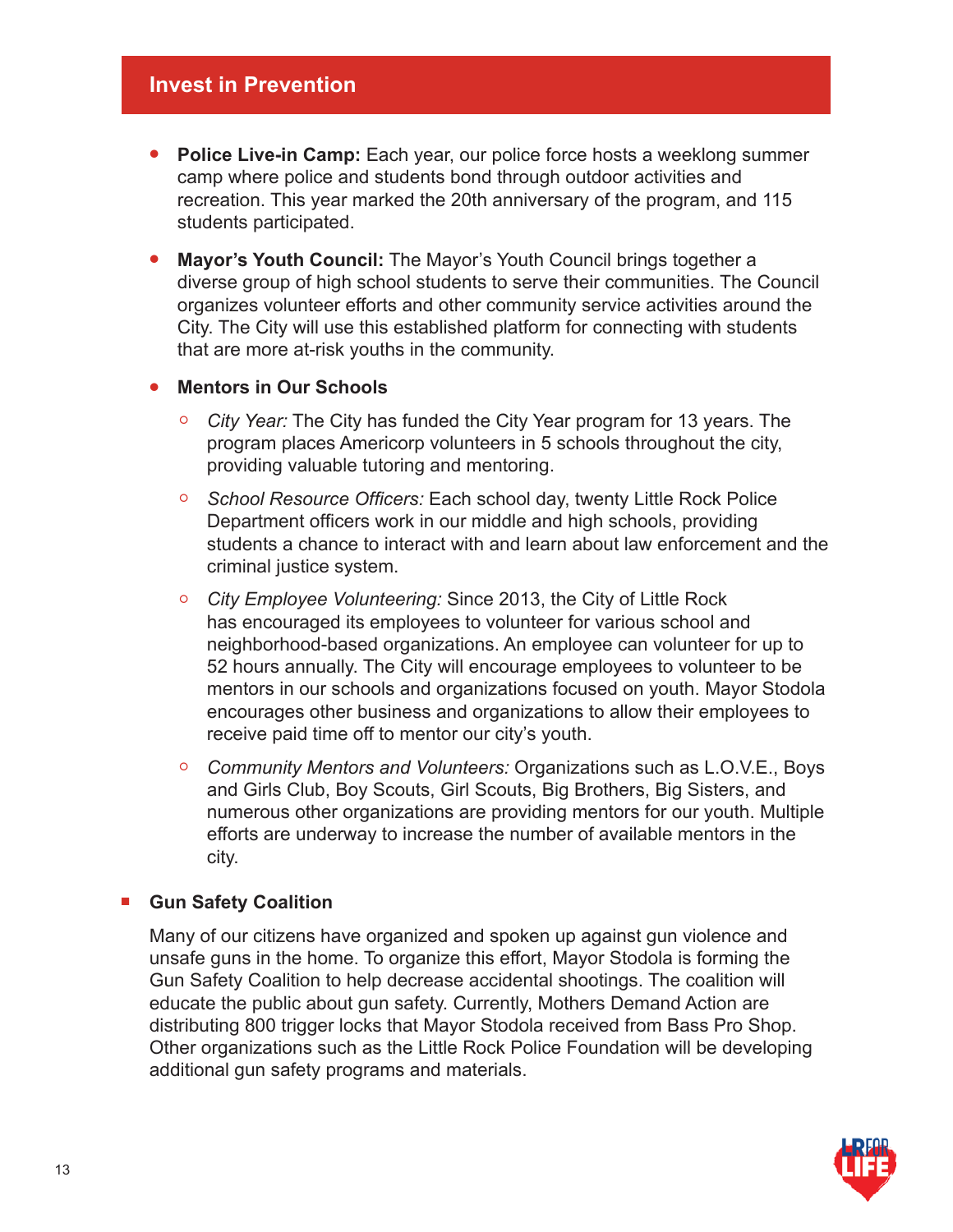## Invest in Prevention

- **Police Live-in Camp:** Each year, our police force hosts a weeklong summer camp where police and students bond through outdoor activities and recreation. This year marked the 20th anniversary of the program, and 115 students participated.
- **Mayor's Youth Council:** The Mayor's Youth Council brings together a diverse group of high school students to serve their communities. The Council organizes volunteer efforts and other community service activities around the City. The City will use this established platform for connecting with students that are more at-risk youths in the community.
- **Mentors in Our Schools**
  - *City Year:* The City has funded the City Year program for 13 years. The program places Americorp volunteers in 5 schools throughout the city, providing valuable tutoring and mentoring.
  - *School Resource Officers:* Each school day, twenty Little Rock Police Department officers work in our middle and high schools, providing students a chance to interact with and learn about law enforcement and the criminal justice system.
  - *City Employee Volunteering:* Since 2013, the City of Little Rock has encouraged its employees to volunteer for various school and neighborhood-based organizations. An employee can volunteer for up to 52 hours annually. The City will encourage employees to volunteer to be mentors in our schools and organizations focused on youth. Mayor Stodola encourages other business and organizations to allow their employees to receive paid time off to mentor our city's youth.
  - *Community Mentors and Volunteers:* Organizations such as L.O.V.E., Boys and Girls Club, Boy Scouts, Girl Scouts, Big Brothers, Big Sisters, and numerous other organizations are providing mentors for our youth. Multiple efforts are underway to increase the number of available mentors in the city.

### Gun Safety Coalition

Many of our citizens have organized and spoken up against gun violence and unsafe guns in the home. To organize this effort, Mayor Stodola is forming the Gun Safety Coalition to help decrease accidental shootings. The coalition will educate the public about gun safety. Currently, Mothers Demand Action are distributing 800 trigger locks that Mayor Stodola received from Bass Pro Shop. Other organizations such as the Little Rock Police Foundation will be developing additional gun safety programs and materials.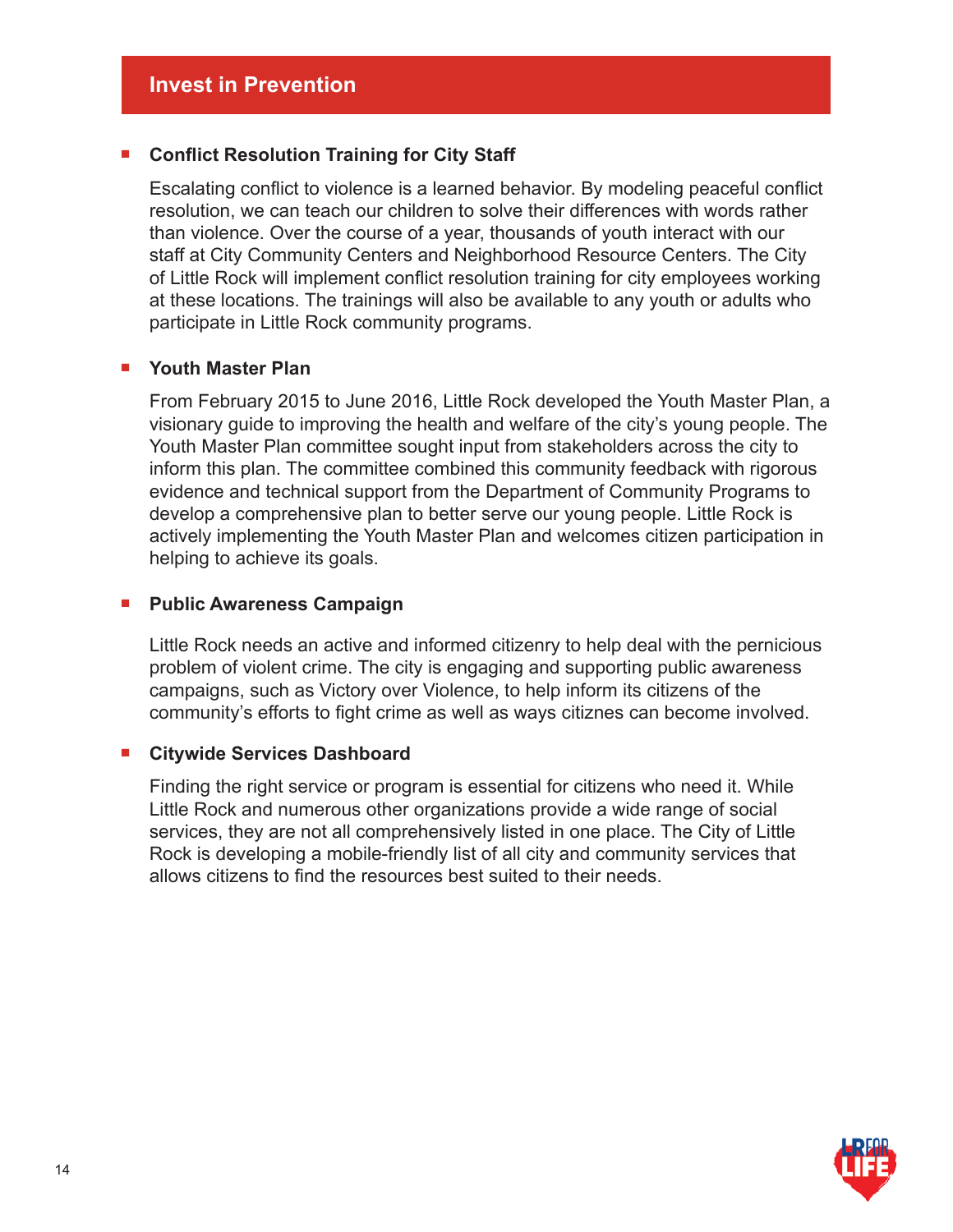## Invest in Prevention

- **Conflict Resolution Training for City Staff**

  Escalating conflict to violence is a learned behavior. By modeling peaceful conflict resolution, we can teach our children to solve their differences with words rather than violence. Over the course of a year, thousands of youth interact with our staff at City Community Centers and Neighborhood Resource Centers. The City of Little Rock will implement conflict resolution training for city employees working at these locations. The trainings will also be available to any youth or adults who participate in Little Rock community programs.

- **Youth Master Plan**

  From February 2015 to June 2016, Little Rock developed the Youth Master Plan, a visionary guide to improving the health and welfare of the city's young people. The Youth Master Plan committee sought input from stakeholders across the city to inform this plan. The committee combined this community feedback with rigorous evidence and technical support from the Department of Community Programs to develop a comprehensive plan to better serve our young people. Little Rock is actively implementing the Youth Master Plan and welcomes citizen participation in helping to achieve its goals.

- **Public Awareness Campaign**

  Little Rock needs an active and informed citizenry to help deal with the pernicious problem of violent crime. The city is engaging and supporting public awareness campaigns, such as Victory over Violence, to help inform its citizens of the community's efforts to fight crime as well as ways citiznes can become involved.

- **Citywide Services Dashboard**

  Finding the right service or program is essential for citizens who need it. While Little Rock and numerous other organizations provide a wide range of social services, they are not all comprehensively listed in one place. The City of Little Rock is developing a mobile-friendly list of all city and community services that allows citizens to find the resources best suited to their needs.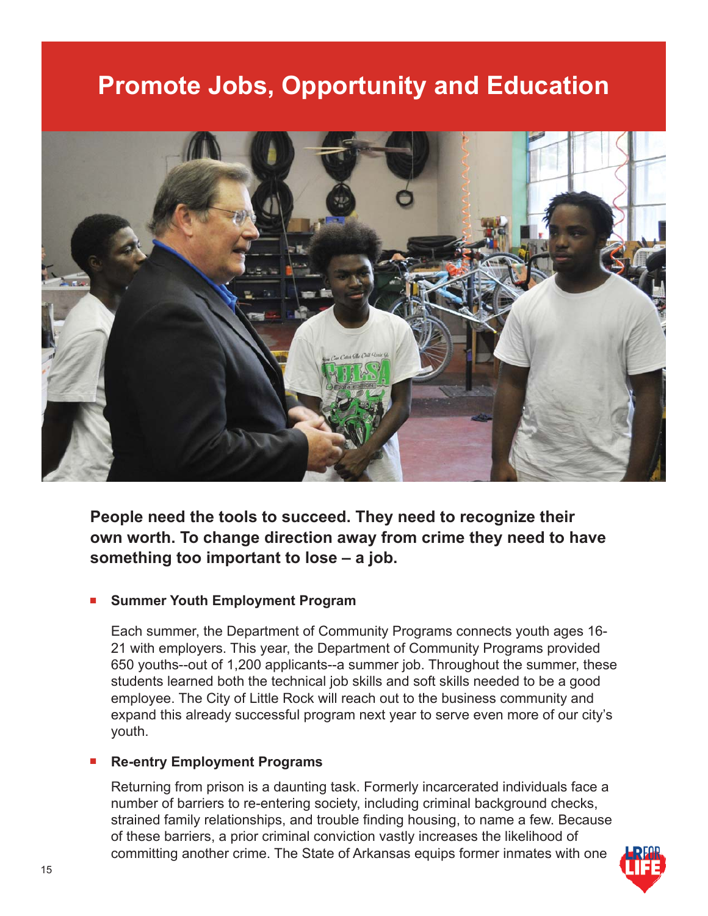# Promote Jobs, Opportunity and Education

**People need the tools to succeed. They need to recognize their own worth. To change direction away from crime they need to have something too important to lose – a job.**

- **Summer Youth Employment Program**

  Each summer, the Department of Community Programs connects youth ages 16-21 with employers. This year, the Department of Community Programs provided 650 youths--out of 1,200 applicants--a summer job. Throughout the summer, these students learned both the technical job skills and soft skills needed to be a good employee. The City of Little Rock will reach out to the business community and expand this already successful program next year to serve even more of our city's youth.

- **Re-entry Employment Programs**

  Returning from prison is a daunting task. Formerly incarcerated individuals face a number of barriers to re-entering society, including criminal background checks, strained family relationships, and trouble finding housing, to name a few. Because of these barriers, a prior criminal conviction vastly increases the likelihood of committing another crime. The State of Arkansas equips former inmates with one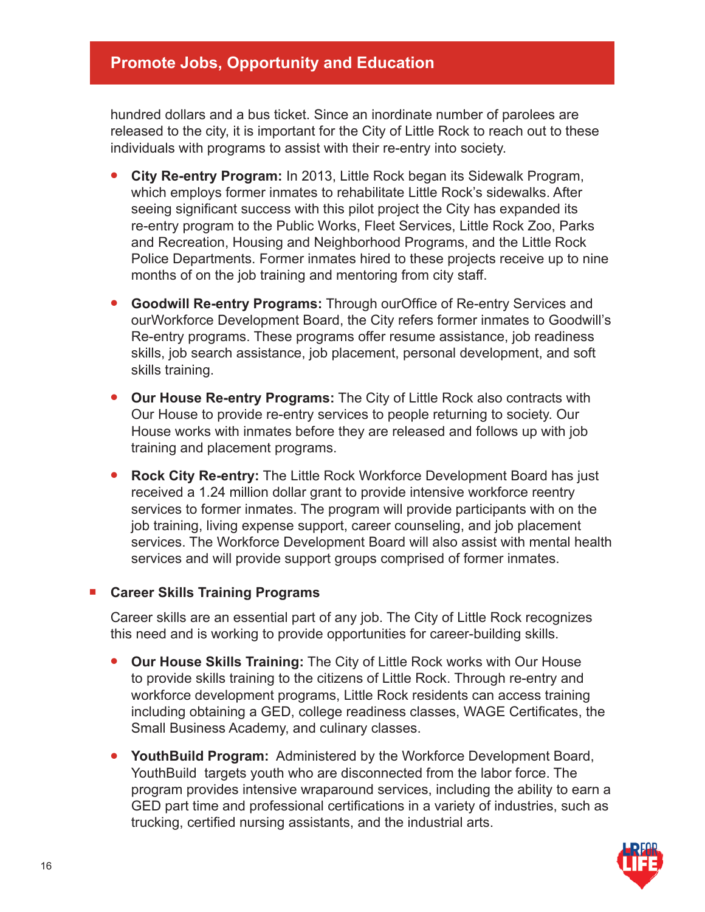## Promote Jobs, Opportunity and Education

hundred dollars and a bus ticket. Since an inordinate number of parolees are released to the city, it is important for the City of Little Rock to reach out to these individuals with programs to assist with their re-entry into society.

- **City Re-entry Program:** In 2013, Little Rock began its Sidewalk Program, which employs former inmates to rehabilitate Little Rock's sidewalks. After seeing significant success with this pilot project the City has expanded its re-entry program to the Public Works, Fleet Services, Little Rock Zoo, Parks and Recreation, Housing and Neighborhood Programs, and the Little Rock Police Departments. Former inmates hired to these projects receive up to nine months of on the job training and mentoring from city staff.

- **Goodwill Re-entry Programs:** Through ourOffice of Re-entry Services and ourWorkforce Development Board, the City refers former inmates to Goodwill's Re-entry programs. These programs offer resume assistance, job readiness skills, job search assistance, job placement, personal development, and soft skills training.

- **Our House Re-entry Programs:** The City of Little Rock also contracts with Our House to provide re-entry services to people returning to society. Our House works with inmates before they are released and follows up with job training and placement programs.

- **Rock City Re-entry:** The Little Rock Workforce Development Board has just received a 1.24 million dollar grant to provide intensive workforce reentry services to former inmates. The program will provide participants with on the job training, living expense support, career counseling, and job placement services. The Workforce Development Board will also assist with mental health services and will provide support groups comprised of former inmates.

### Career Skills Training Programs

Career skills are an essential part of any job. The City of Little Rock recognizes this need and is working to provide opportunities for career-building skills.

- **Our House Skills Training:** The City of Little Rock works with Our House to provide skills training to the citizens of Little Rock. Through re-entry and workforce development programs, Little Rock residents can access training including obtaining a GED, college readiness classes, WAGE Certificates, the Small Business Academy, and culinary classes.

- **YouthBuild Program:** Administered by the Workforce Development Board, YouthBuild targets youth who are disconnected from the labor force. The program provides intensive wraparound services, including the ability to earn a GED part time and professional certifications in a variety of industries, such as trucking, certified nursing assistants, and the industrial arts.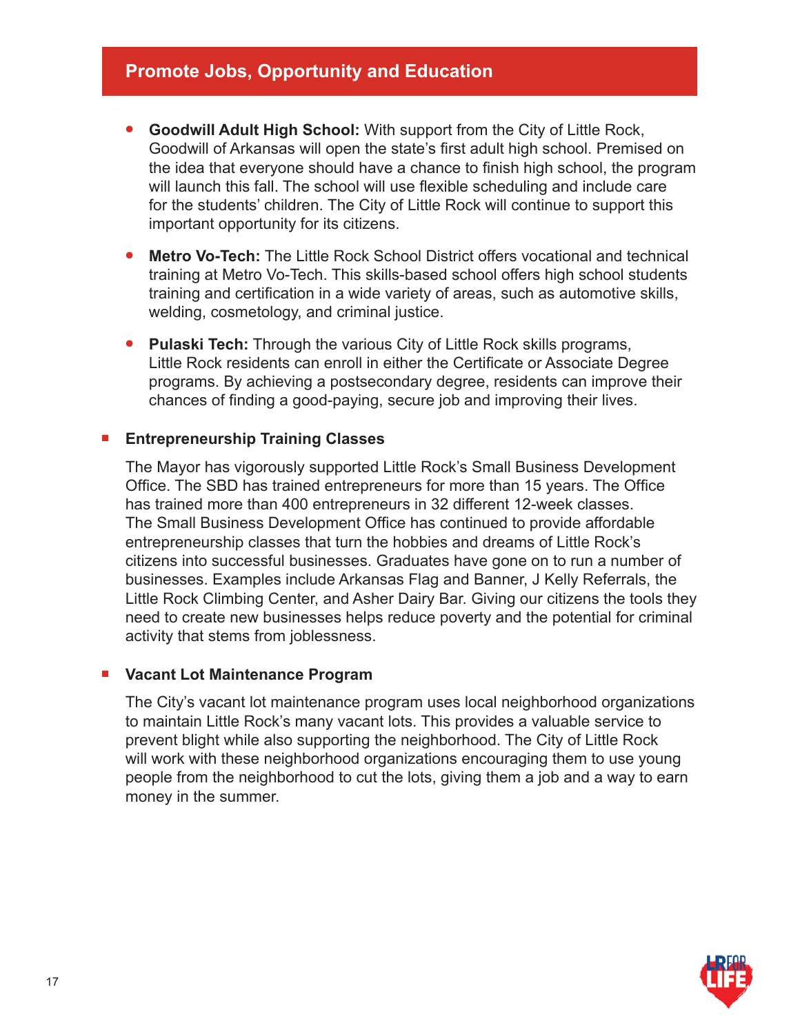## Promote Jobs, Opportunity and Education

- **Goodwill Adult High School:** With support from the City of Little Rock, Goodwill of Arkansas will open the state's first adult high school. Premised on the idea that everyone should have a chance to finish high school, the program will launch this fall. The school will use flexible scheduling and include care for the students' children. The City of Little Rock will continue to support this important opportunity for its citizens.

- **Metro Vo-Tech:** The Little Rock School District offers vocational and technical training at Metro Vo-Tech. This skills-based school offers high school students training and certification in a wide variety of areas, such as automotive skills, welding, cosmetology, and criminal justice.

- **Pulaski Tech:** Through the various City of Little Rock skills programs, Little Rock residents can enroll in either the Certificate or Associate Degree programs. By achieving a postsecondary degree, residents can improve their chances of finding a good-paying, secure job and improving their lives.

### Entrepreneurship Training Classes

The Mayor has vigorously supported Little Rock's Small Business Development Office. The SBD has trained entrepreneurs for more than 15 years. The Office has trained more than 400 entrepreneurs in 32 different 12-week classes. The Small Business Development Office has continued to provide affordable entrepreneurship classes that turn the hobbies and dreams of Little Rock's citizens into successful businesses. Graduates have gone on to run a number of businesses. Examples include Arkansas Flag and Banner, J Kelly Referrals, the Little Rock Climbing Center, and Asher Dairy Bar. Giving our citizens the tools they need to create new businesses helps reduce poverty and the potential for criminal activity that stems from joblessness.

### Vacant Lot Maintenance Program

The City's vacant lot maintenance program uses local neighborhood organizations to maintain Little Rock's many vacant lots. This provides a valuable service to prevent blight while also supporting the neighborhood. The City of Little Rock will work with these neighborhood organizations encouraging them to use young people from the neighborhood to cut the lots, giving them a job and a way to earn money in the summer.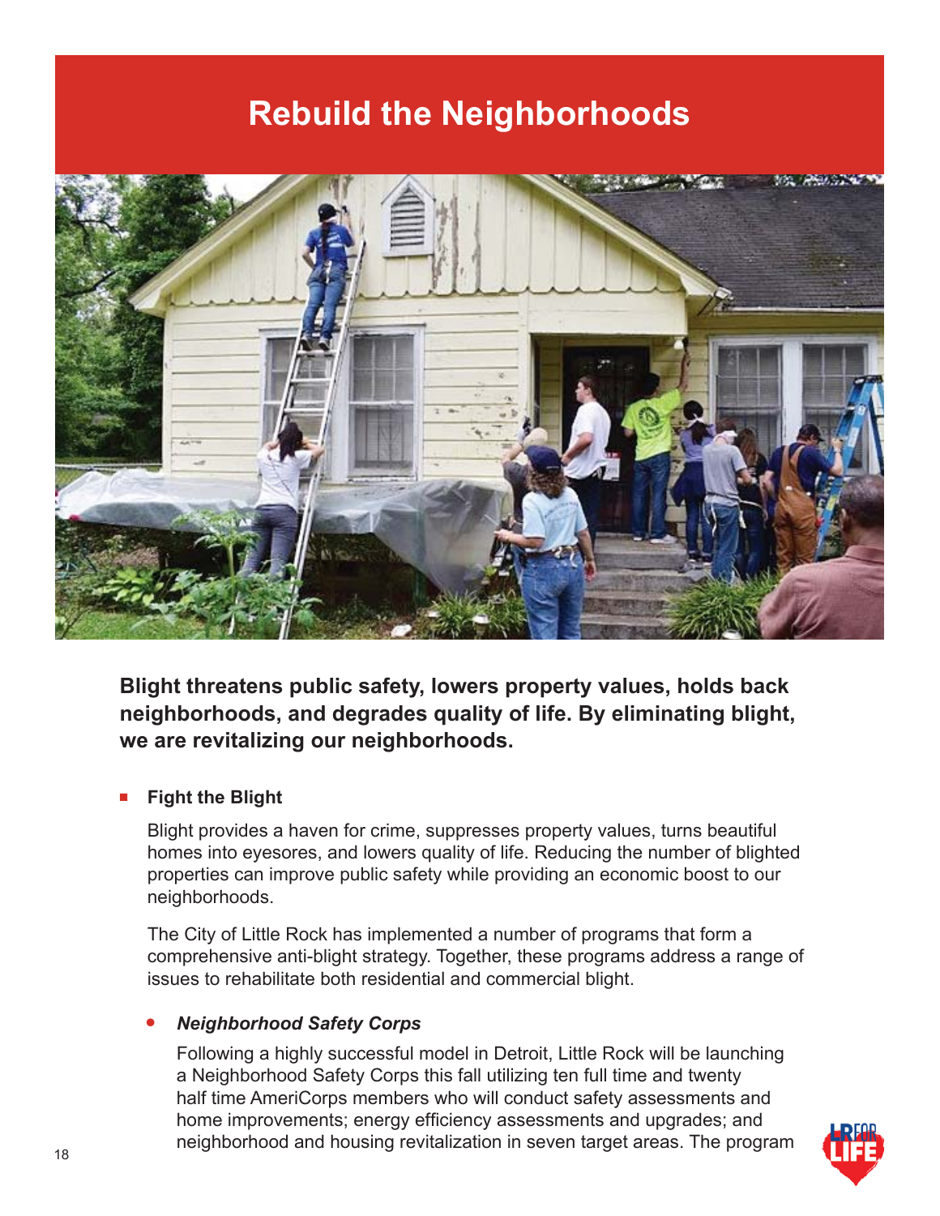# Rebuild the Neighborhoods

**Blight threatens public safety, lowers property values, holds back neighborhoods, and degrades quality of life. By eliminating blight, we are revitalizing our neighborhoods.**

- **Fight the Blight**

  Blight provides a haven for crime, suppresses property values, turns beautiful homes into eyesores, and lowers quality of life. Reducing the number of blighted properties can improve public safety while providing an economic boost to our neighborhoods.

  The City of Little Rock has implemented a number of programs that form a comprehensive anti-blight strategy. Together, these programs address a range of issues to rehabilitate both residential and commercial blight.

  - ***Neighborhood Safety Corps***

    Following a highly successful model in Detroit, Little Rock will be launching a Neighborhood Safety Corps this fall utilizing ten full time and twenty half time AmeriCorps members who will conduct safety assessments and home improvements; energy efficiency assessments and upgrades; and neighborhood and housing revitalization in seven target areas. The program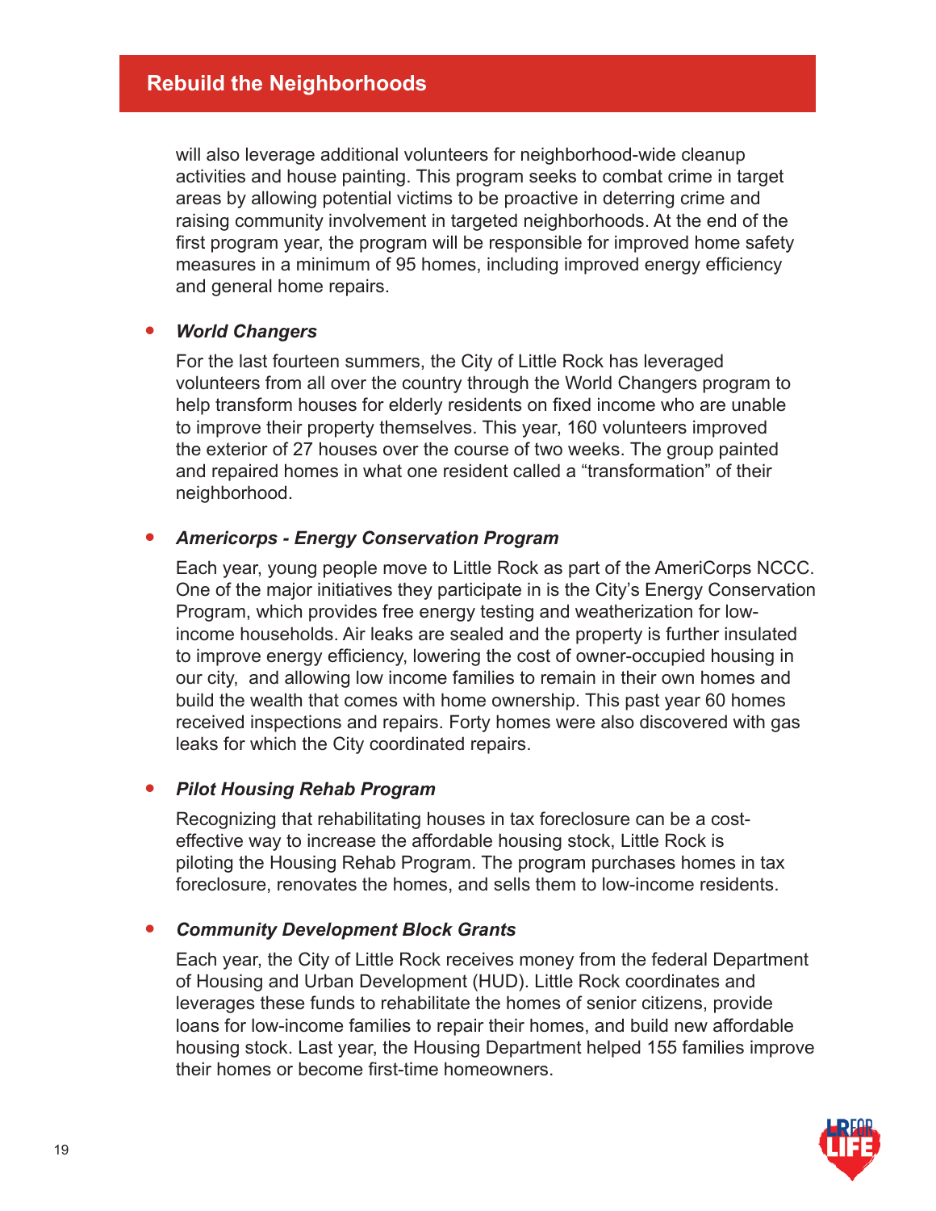## Rebuild the Neighborhoods

will also leverage additional volunteers for neighborhood-wide cleanup activities and house painting. This program seeks to combat crime in target areas by allowing potential victims to be proactive in deterring crime and raising community involvement in targeted neighborhoods. At the end of the first program year, the program will be responsible for improved home safety measures in a minimum of 95 homes, including improved energy efficiency and general home repairs.

- ***World Changers***

  For the last fourteen summers, the City of Little Rock has leveraged volunteers from all over the country through the World Changers program to help transform houses for elderly residents on fixed income who are unable to improve their property themselves. This year, 160 volunteers improved the exterior of 27 houses over the course of two weeks. The group painted and repaired homes in what one resident called a "transformation" of their neighborhood.

- ***Americorps - Energy Conservation Program***

  Each year, young people move to Little Rock as part of the AmeriCorps NCCC. One of the major initiatives they participate in is the City's Energy Conservation Program, which provides free energy testing and weatherization for low-income households. Air leaks are sealed and the property is further insulated to improve energy efficiency, lowering the cost of owner-occupied housing in our city, and allowing low income families to remain in their own homes and build the wealth that comes with home ownership. This past year 60 homes received inspections and repairs. Forty homes were also discovered with gas leaks for which the City coordinated repairs.

- ***Pilot Housing Rehab Program***

  Recognizing that rehabilitating houses in tax foreclosure can be a cost-effective way to increase the affordable housing stock, Little Rock is piloting the Housing Rehab Program. The program purchases homes in tax foreclosure, renovates the homes, and sells them to low-income residents.

- ***Community Development Block Grants***

  Each year, the City of Little Rock receives money from the federal Department of Housing and Urban Development (HUD). Little Rock coordinates and leverages these funds to rehabilitate the homes of senior citizens, provide loans for low-income families to repair their homes, and build new affordable housing stock. Last year, the Housing Department helped 155 families improve their homes or become first-time homeowners.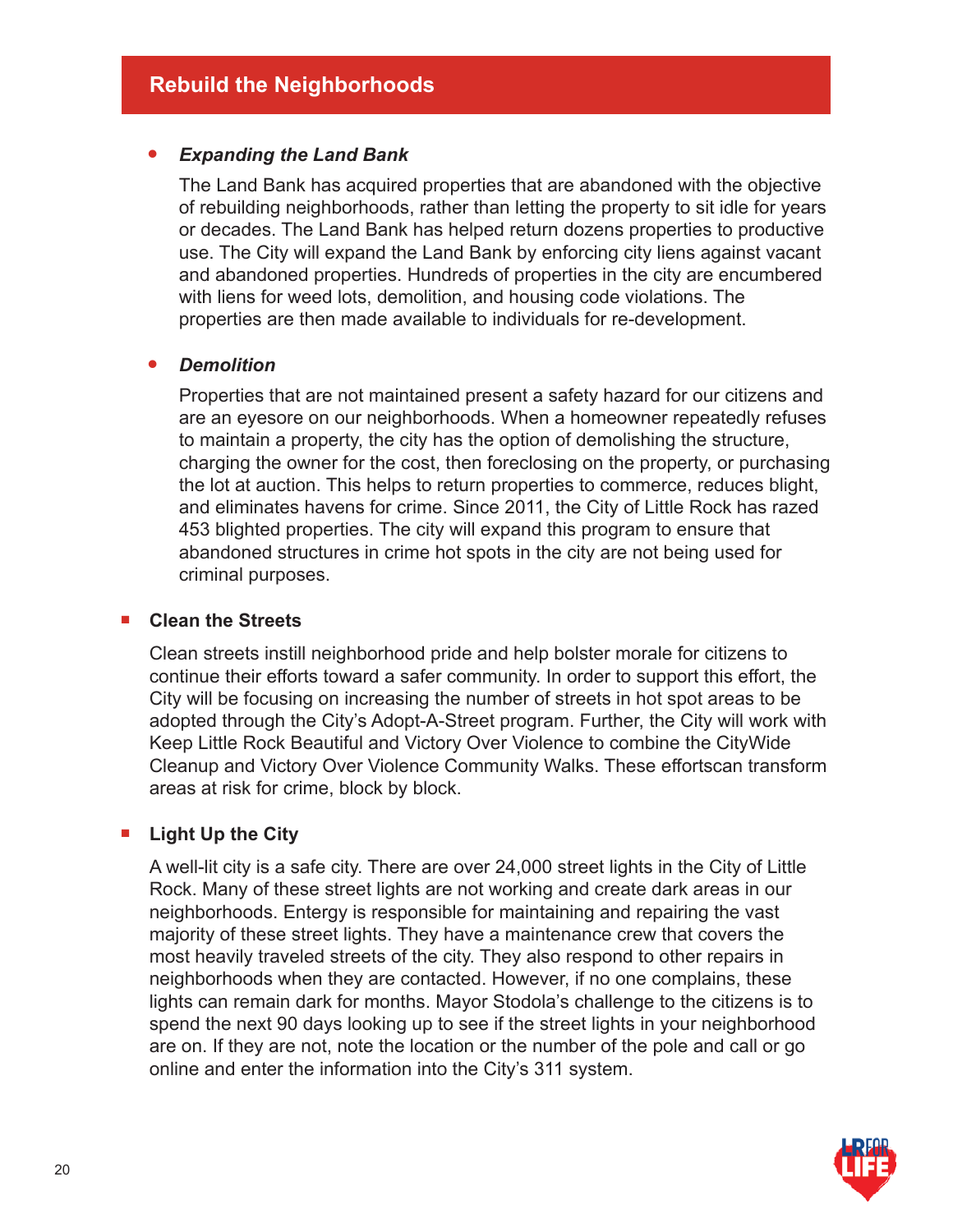## Rebuild the Neighborhoods

- ***Expanding the Land Bank***

  The Land Bank has acquired properties that are abandoned with the objective of rebuilding neighborhoods, rather than letting the property to sit idle for years or decades. The Land Bank has helped return dozens properties to productive use. The City will expand the Land Bank by enforcing city liens against vacant and abandoned properties. Hundreds of properties in the city are encumbered with liens for weed lots, demolition, and housing code violations. The properties are then made available to individuals for re-development.

- ***Demolition***

  Properties that are not maintained present a safety hazard for our citizens and are an eyesore on our neighborhoods. When a homeowner repeatedly refuses to maintain a property, the city has the option of demolishing the structure, charging the owner for the cost, then foreclosing on the property, or purchasing the lot at auction. This helps to return properties to commerce, reduces blight, and eliminates havens for crime. Since 2011, the City of Little Rock has razed 453 blighted properties. The city will expand this program to ensure that abandoned structures in crime hot spots in the city are not being used for criminal purposes.

- **Clean the Streets**

  Clean streets instill neighborhood pride and help bolster morale for citizens to continue their efforts toward a safer community. In order to support this effort, the City will be focusing on increasing the number of streets in hot spot areas to be adopted through the City's Adopt-A-Street program. Further, the City will work with Keep Little Rock Beautiful and Victory Over Violence to combine the CityWide Cleanup and Victory Over Violence Community Walks. These effortscan transform areas at risk for crime, block by block.

- **Light Up the City**

  A well-lit city is a safe city. There are over 24,000 street lights in the City of Little Rock. Many of these street lights are not working and create dark areas in our neighborhoods. Entergy is responsible for maintaining and repairing the vast majority of these street lights. They have a maintenance crew that covers the most heavily traveled streets of the city. They also respond to other repairs in neighborhoods when they are contacted. However, if no one complains, these lights can remain dark for months. Mayor Stodola's challenge to the citizens is to spend the next 90 days looking up to see if the street lights in your neighborhood are on. If they are not, note the location or the number of the pole and call or go online and enter the information into the City's 311 system.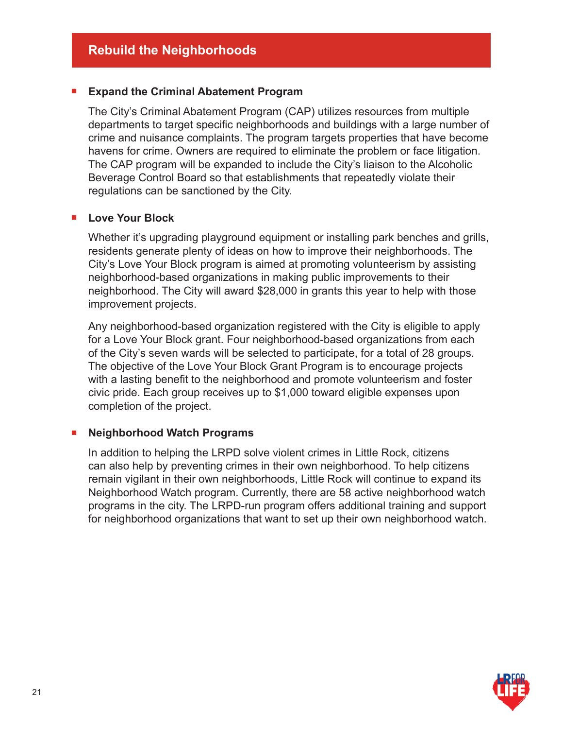## Rebuild the Neighborhoods

- **Expand the Criminal Abatement Program**

  The City's Criminal Abatement Program (CAP) utilizes resources from multiple departments to target specific neighborhoods and buildings with a large number of crime and nuisance complaints. The program targets properties that have become havens for crime. Owners are required to eliminate the problem or face litigation. The CAP program will be expanded to include the City's liaison to the Alcoholic Beverage Control Board so that establishments that repeatedly violate their regulations can be sanctioned by the City.

- **Love Your Block**

  Whether it's upgrading playground equipment or installing park benches and grills, residents generate plenty of ideas on how to improve their neighborhoods. The City's Love Your Block program is aimed at promoting volunteerism by assisting neighborhood-based organizations in making public improvements to their neighborhood. The City will award $28,000 in grants this year to help with those improvement projects.

  Any neighborhood-based organization registered with the City is eligible to apply for a Love Your Block grant. Four neighborhood-based organizations from each of the City's seven wards will be selected to participate, for a total of 28 groups. The objective of the Love Your Block Grant Program is to encourage projects with a lasting benefit to the neighborhood and promote volunteerism and foster civic pride. Each group receives up to $1,000 toward eligible expenses upon completion of the project.

- **Neighborhood Watch Programs**

  In addition to helping the LRPD solve violent crimes in Little Rock, citizens can also help by preventing crimes in their own neighborhood. To help citizens remain vigilant in their own neighborhoods, Little Rock will continue to expand its Neighborhood Watch program. Currently, there are 58 active neighborhood watch programs in the city. The LRPD-run program offers additional training and support for neighborhood organizations that want to set up their own neighborhood watch.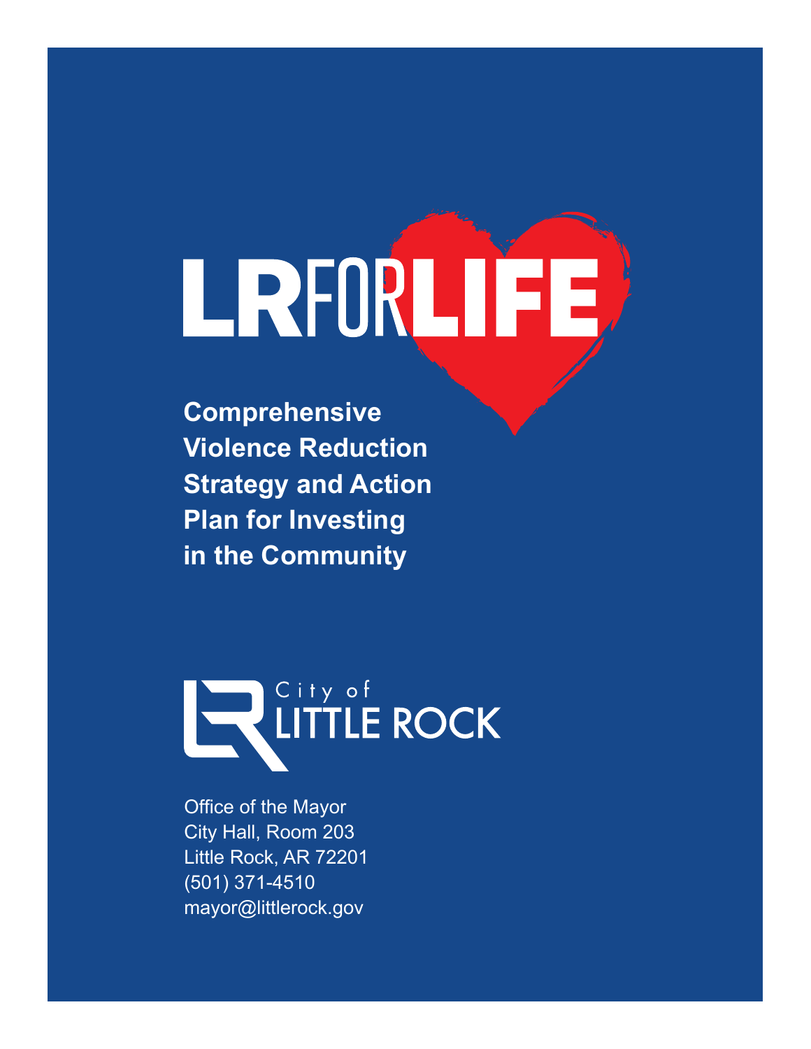# LRFORLIFE

**Comprehensive Violence Reduction Strategy and Action Plan for Investing in the Community**

City of LITTLE ROCK

Office of the Mayor
City Hall, Room 203
Little Rock, AR 72201
(501) 371-4510
mayor@littlerock.gov